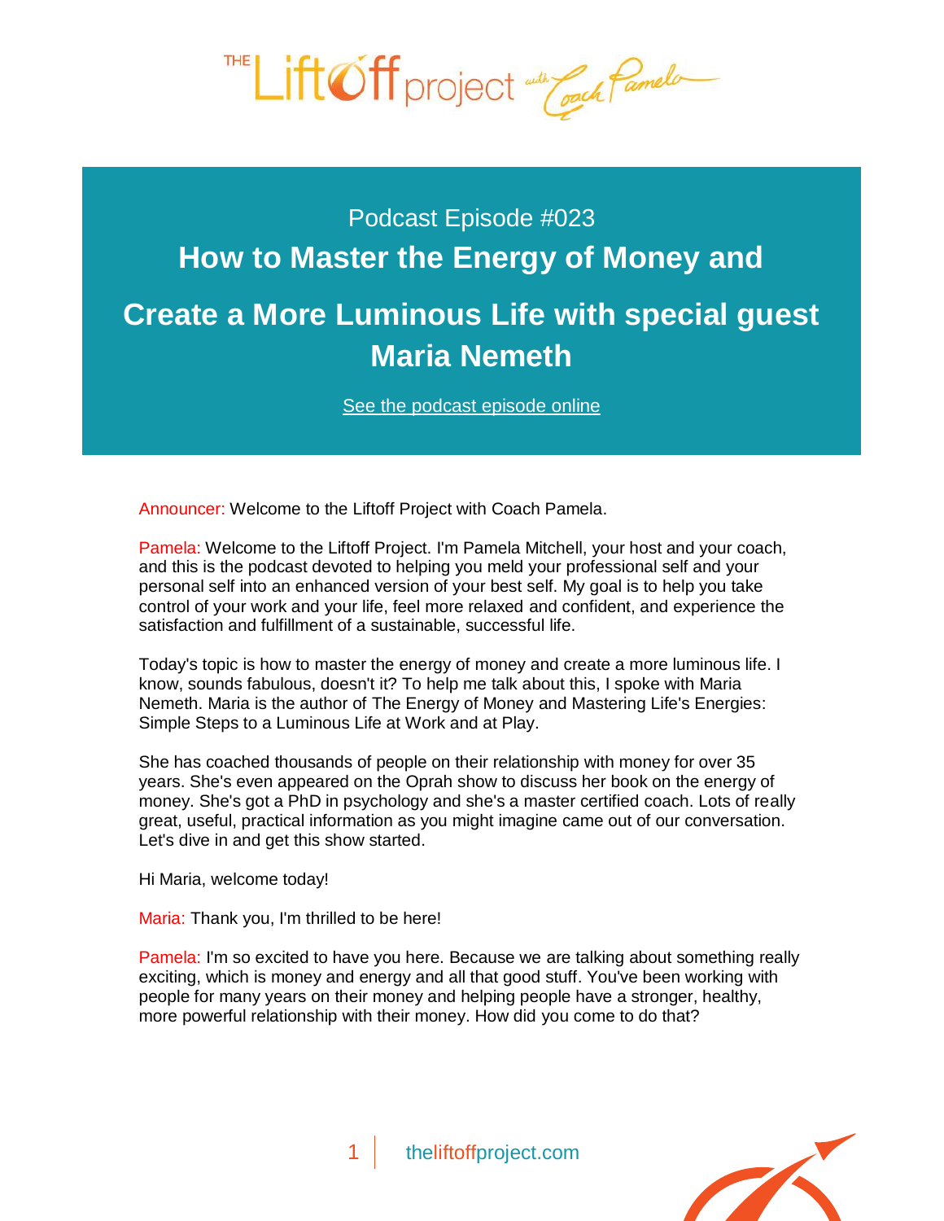Podcast Episode #023

# How to Master the Energy of Money and Create a More Luminous Life with special guest Maria Nemeth

See the podcast episode online

Announcer: Welcome to the Liftoff Project with Coach Pamela.

Pamela: Welcome to the Liftoff Project. I'm Pamela Mitchell, your host and your coach, and this is the podcast devoted to helping you meld your professional self and your personal self into an enhanced version of your best self. My goal is to help you take control of your work and your life, feel more relaxed and confident, and experience the satisfaction and fulfillment of a sustainable, successful life.

Today's topic is how to master the energy of money and create a more luminous life. I know, sounds fabulous, doesn't it? To help me talk about this, I spoke with Maria Nemeth. Maria is the author of The Energy of Money and Mastering Life's Energies: Simple Steps to a Luminous Life at Work and at Play.

She has coached thousands of people on their relationship with money for over 35 years. She's even appeared on the Oprah show to discuss her book on the energy of money. She's got a PhD in psychology and she's a master certified coach. Lots of really great, useful, practical information as you might imagine came out of our conversation. Let's dive in and get this show started.

Hi Maria, welcome today!

Maria: Thank you, I'm thrilled to be here!

Pamela: I'm so excited to have you here. Because we are talking about something really exciting, which is money and energy and all that good stuff. You've been working with people for many years on their money and helping people have a stronger, healthy, more powerful relationship with their money. How did you come to do that?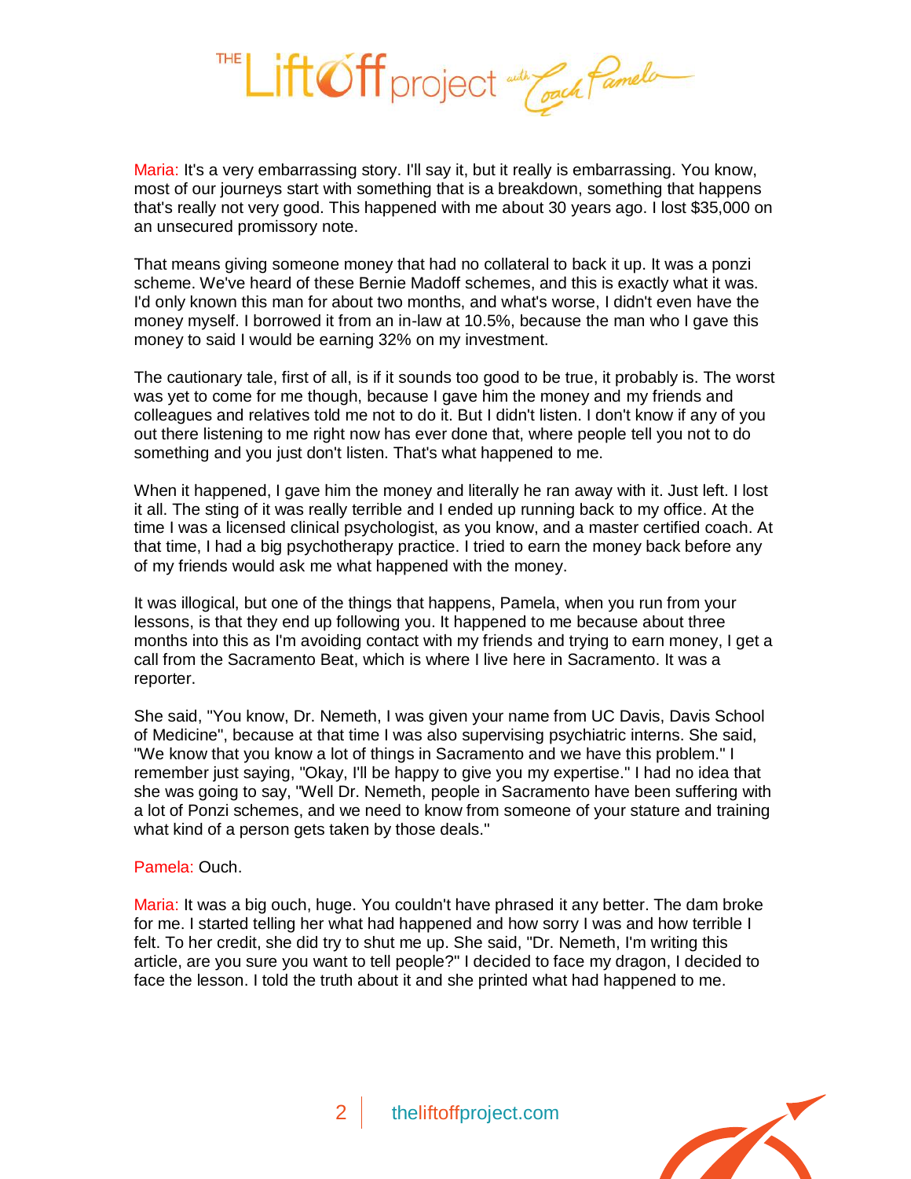Maria: It's a very embarrassing story. I'll say it, but it really is embarrassing. You know, most of our journeys start with something that is a breakdown, something that happens that's really not very good. This happened with me about 30 years ago. I lost $35,000 on an unsecured promissory note.

That means giving someone money that had no collateral to back it up. It was a ponzi scheme. We've heard of these Bernie Madoff schemes, and this is exactly what it was. I'd only known this man for about two months, and what's worse, I didn't even have the money myself. I borrowed it from an in-law at 10.5%, because the man who I gave this money to said I would be earning 32% on my investment.

The cautionary tale, first of all, is if it sounds too good to be true, it probably is. The worst was yet to come for me though, because I gave him the money and my friends and colleagues and relatives told me not to do it. But I didn't listen. I don't know if any of you out there listening to me right now has ever done that, where people tell you not to do something and you just don't listen. That's what happened to me.

When it happened, I gave him the money and literally he ran away with it. Just left. I lost it all. The sting of it was really terrible and I ended up running back to my office. At the time I was a licensed clinical psychologist, as you know, and a master certified coach. At that time, I had a big psychotherapy practice. I tried to earn the money back before any of my friends would ask me what happened with the money.

It was illogical, but one of the things that happens, Pamela, when you run from your lessons, is that they end up following you. It happened to me because about three months into this as I'm avoiding contact with my friends and trying to earn money, I get a call from the Sacramento Beat, which is where I live here in Sacramento. It was a reporter.

She said, "You know, Dr. Nemeth, I was given your name from UC Davis, Davis School of Medicine", because at that time I was also supervising psychiatric interns. She said, "We know that you know a lot of things in Sacramento and we have this problem." I remember just saying, "Okay, I'll be happy to give you my expertise." I had no idea that she was going to say, "Well Dr. Nemeth, people in Sacramento have been suffering with a lot of Ponzi schemes, and we need to know from someone of your stature and training what kind of a person gets taken by those deals."

Pamela: Ouch.

Maria: It was a big ouch, huge. You couldn't have phrased it any better. The dam broke for me. I started telling her what had happened and how sorry I was and how terrible I felt. To her credit, she did try to shut me up. She said, "Dr. Nemeth, I'm writing this article, are you sure you want to tell people?" I decided to face my dragon, I decided to face the lesson. I told the truth about it and she printed what had happened to me.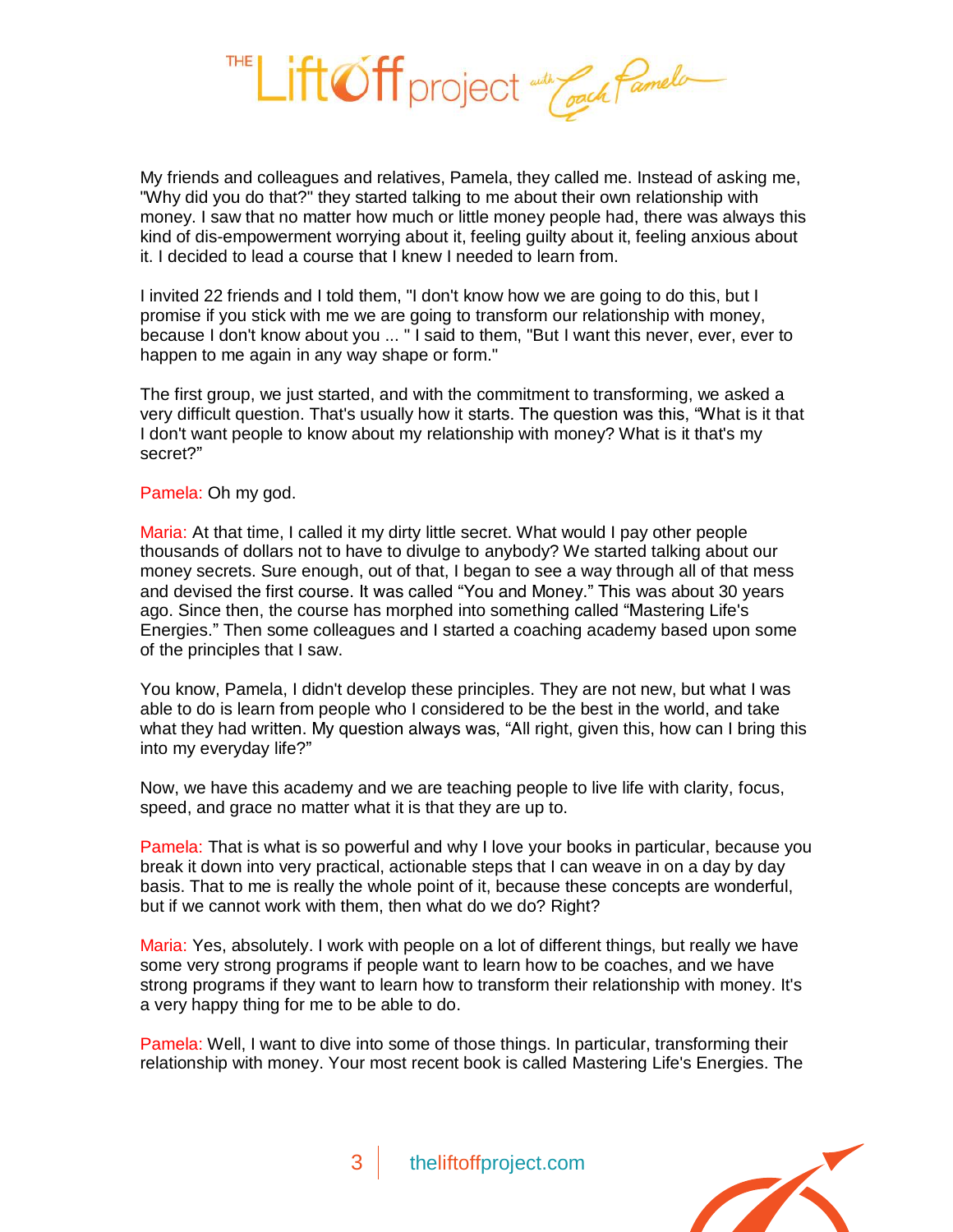My friends and colleagues and relatives, Pamela, they called me. Instead of asking me, "Why did you do that?" they started talking to me about their own relationship with money. I saw that no matter how much or little money people had, there was always this kind of dis-empowerment worrying about it, feeling guilty about it, feeling anxious about it. I decided to lead a course that I knew I needed to learn from.

I invited 22 friends and I told them, "I don't know how we are going to do this, but I promise if you stick with me we are going to transform our relationship with money, because I don't know about you ... " I said to them, "But I want this never, ever, ever to happen to me again in any way shape or form."

The first group, we just started, and with the commitment to transforming, we asked a very difficult question. That's usually how it starts. The question was this, "What is it that I don't want people to know about my relationship with money? What is it that's my secret?"

Pamela: Oh my god.

Maria: At that time, I called it my dirty little secret. What would I pay other people thousands of dollars not to have to divulge to anybody? We started talking about our money secrets. Sure enough, out of that, I began to see a way through all of that mess and devised the first course. It was called "You and Money." This was about 30 years ago. Since then, the course has morphed into something called "Mastering Life's Energies." Then some colleagues and I started a coaching academy based upon some of the principles that I saw.

You know, Pamela, I didn't develop these principles. They are not new, but what I was able to do is learn from people who I considered to be the best in the world, and take what they had written. My question always was, "All right, given this, how can I bring this into my everyday life?"

Now, we have this academy and we are teaching people to live life with clarity, focus, speed, and grace no matter what it is that they are up to.

Pamela: That is what is so powerful and why I love your books in particular, because you break it down into very practical, actionable steps that I can weave in on a day by day basis. That to me is really the whole point of it, because these concepts are wonderful, but if we cannot work with them, then what do we do? Right?

Maria: Yes, absolutely. I work with people on a lot of different things, but really we have some very strong programs if people want to learn how to be coaches, and we have strong programs if they want to learn how to transform their relationship with money. It's a very happy thing for me to be able to do.

Pamela: Well, I want to dive into some of those things. In particular, transforming their relationship with money. Your most recent book is called Mastering Life's Energies. The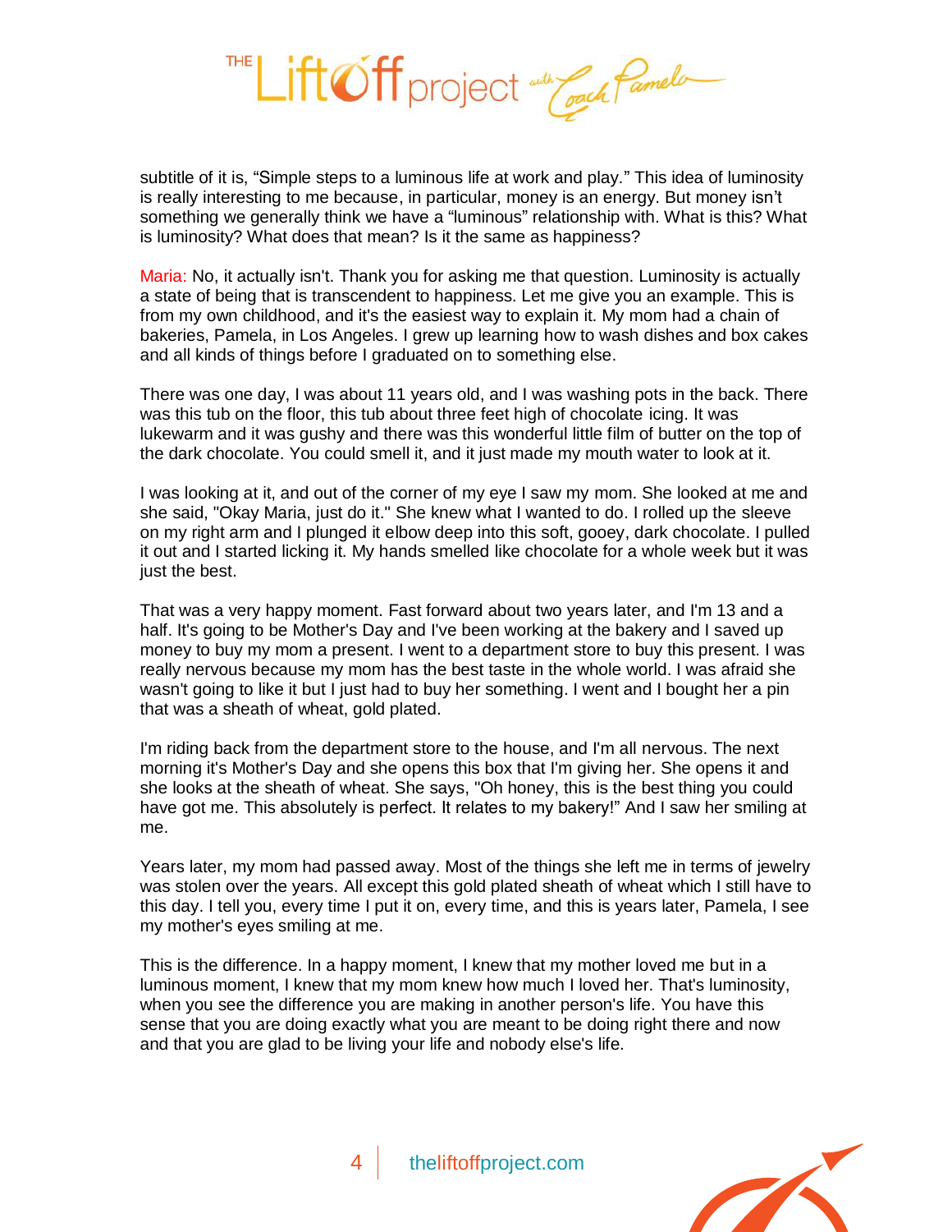subtitle of it is, “Simple steps to a luminous life at work and play.” This idea of luminosity is really interesting to me because, in particular, money is an energy. But money isn’t something we generally think we have a “luminous” relationship with. What is this? What is luminosity? What does that mean? Is it the same as happiness?

Maria: No, it actually isn't. Thank you for asking me that question. Luminosity is actually a state of being that is transcendent to happiness. Let me give you an example. This is from my own childhood, and it's the easiest way to explain it. My mom had a chain of bakeries, Pamela, in Los Angeles. I grew up learning how to wash dishes and box cakes and all kinds of things before I graduated on to something else.

There was one day, I was about 11 years old, and I was washing pots in the back. There was this tub on the floor, this tub about three feet high of chocolate icing. It was lukewarm and it was gushy and there was this wonderful little film of butter on the top of the dark chocolate. You could smell it, and it just made my mouth water to look at it.

I was looking at it, and out of the corner of my eye I saw my mom. She looked at me and she said, "Okay Maria, just do it." She knew what I wanted to do. I rolled up the sleeve on my right arm and I plunged it elbow deep into this soft, gooey, dark chocolate. I pulled it out and I started licking it. My hands smelled like chocolate for a whole week but it was just the best.

That was a very happy moment. Fast forward about two years later, and I'm 13 and a half. It's going to be Mother's Day and I've been working at the bakery and I saved up money to buy my mom a present. I went to a department store to buy this present. I was really nervous because my mom has the best taste in the whole world. I was afraid she wasn't going to like it but I just had to buy her something. I went and I bought her a pin that was a sheath of wheat, gold plated.

I'm riding back from the department store to the house, and I'm all nervous. The next morning it's Mother's Day and she opens this box that I'm giving her. She opens it and she looks at the sheath of wheat. She says, "Oh honey, this is the best thing you could have got me. This absolutely is perfect. It relates to my bakery!” And I saw her smiling at me.

Years later, my mom had passed away. Most of the things she left me in terms of jewelry was stolen over the years. All except this gold plated sheath of wheat which I still have to this day. I tell you, every time I put it on, every time, and this is years later, Pamela, I see my mother's eyes smiling at me.

This is the difference. In a happy moment, I knew that my mother loved me but in a luminous moment, I knew that my mom knew how much I loved her. That's luminosity, when you see the difference you are making in another person's life. You have this sense that you are doing exactly what you are meant to be doing right there and now and that you are glad to be living your life and nobody else's life.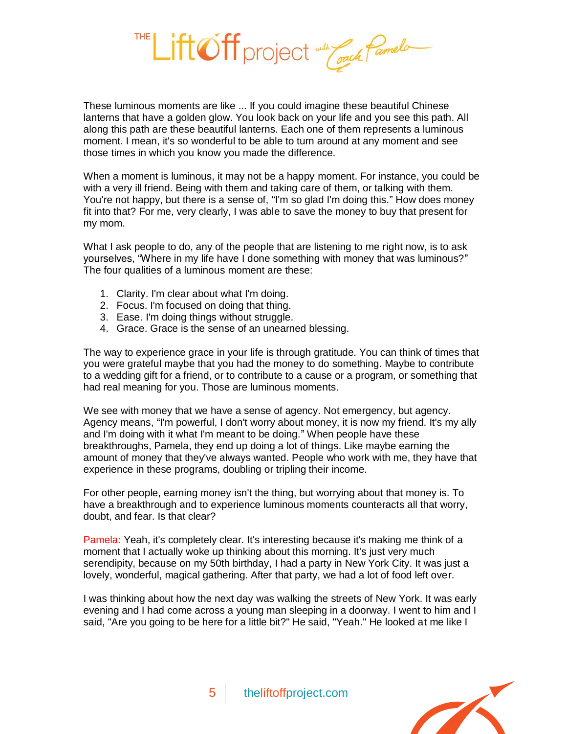These luminous moments are like ... If you could imagine these beautiful Chinese lanterns that have a golden glow. You look back on your life and you see this path. All along this path are these beautiful lanterns. Each one of them represents a luminous moment. I mean, it's so wonderful to be able to turn around at any moment and see those times in which you know you made the difference.

When a moment is luminous, it may not be a happy moment. For instance, you could be with a very ill friend. Being with them and taking care of them, or talking with them. You're not happy, but there is a sense of, "I'm so glad I'm doing this." How does money fit into that? For me, very clearly, I was able to save the money to buy that present for my mom.

What I ask people to do, any of the people that are listening to me right now, is to ask yourselves, "Where in my life have I done something with money that was luminous?" The four qualities of a luminous moment are these:

1. Clarity. I'm clear about what I'm doing.
2. Focus. I'm focused on doing that thing.
3. Ease. I'm doing things without struggle.
4. Grace. Grace is the sense of an unearned blessing.

The way to experience grace in your life is through gratitude. You can think of times that you were grateful maybe that you had the money to do something. Maybe to contribute to a wedding gift for a friend, or to contribute to a cause or a program, or something that had real meaning for you. Those are luminous moments.

We see with money that we have a sense of agency. Not emergency, but agency. Agency means, "I'm powerful, I don't worry about money, it is now my friend. It's my ally and I'm doing with it what I'm meant to be doing." When people have these breakthroughs, Pamela, they end up doing a lot of things. Like maybe earning the amount of money that they've always wanted. People who work with me, they have that experience in these programs, doubling or tripling their income.

For other people, earning money isn't the thing, but worrying about that money is. To have a breakthrough and to experience luminous moments counteracts all that worry, doubt, and fear. Is that clear?

Pamela: Yeah, it's completely clear. It's interesting because it's making me think of a moment that I actually woke up thinking about this morning. It's just very much serendipity, because on my 50th birthday, I had a party in New York City. It was just a lovely, wonderful, magical gathering. After that party, we had a lot of food left over.

I was thinking about how the next day was walking the streets of New York. It was early evening and I had come across a young man sleeping in a doorway. I went to him and I said, "Are you going to be here for a little bit?" He said, "Yeah." He looked at me like I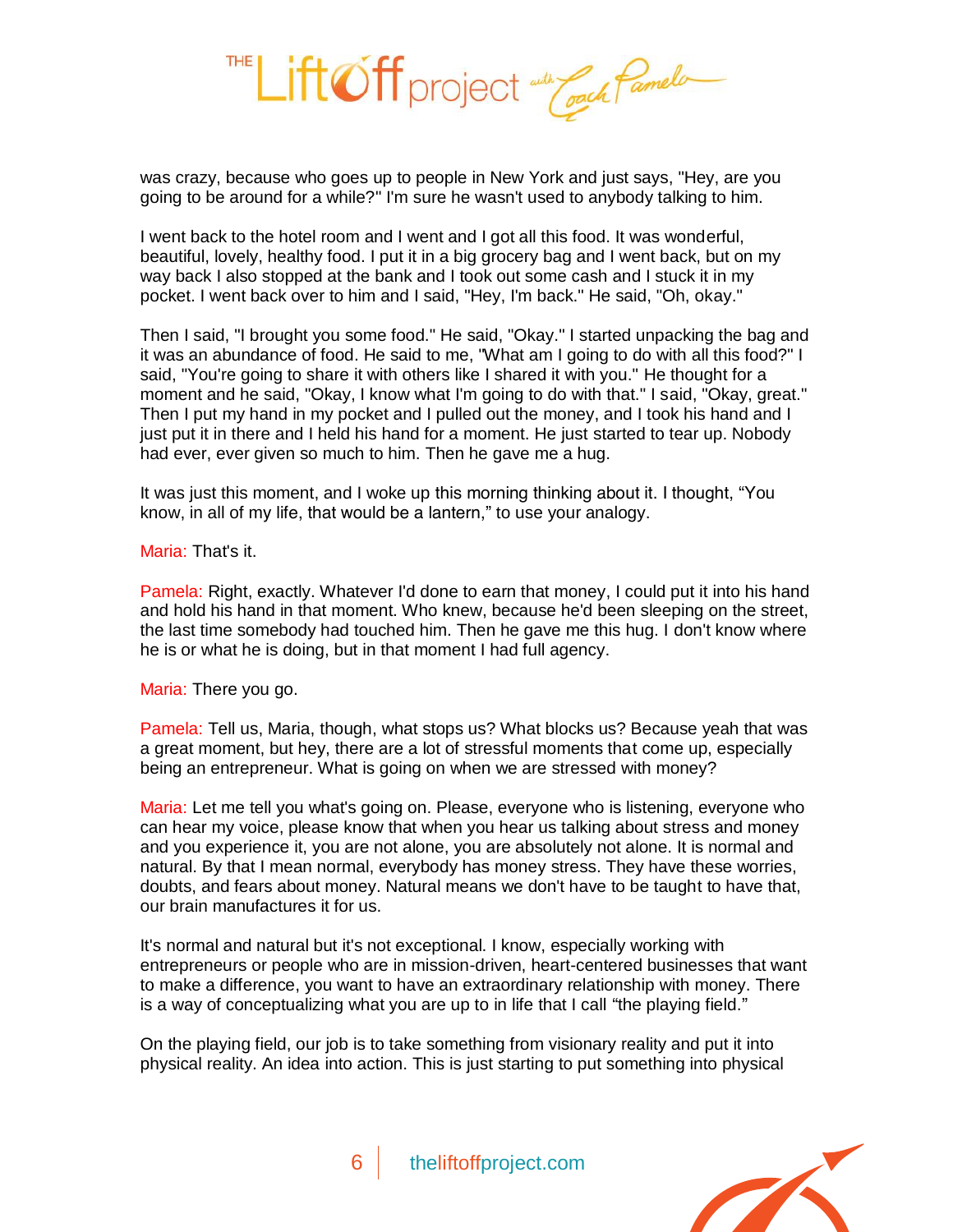was crazy, because who goes up to people in New York and just says, "Hey, are you going to be around for a while?" I'm sure he wasn't used to anybody talking to him.

I went back to the hotel room and I went and I got all this food. It was wonderful, beautiful, lovely, healthy food. I put it in a big grocery bag and I went back, but on my way back I also stopped at the bank and I took out some cash and I stuck it in my pocket. I went back over to him and I said, "Hey, I'm back." He said, "Oh, okay."

Then I said, "I brought you some food." He said, "Okay." I started unpacking the bag and it was an abundance of food. He said to me, "What am I going to do with all this food?" I said, "You're going to share it with others like I shared it with you." He thought for a moment and he said, "Okay, I know what I'm going to do with that." I said, "Okay, great." Then I put my hand in my pocket and I pulled out the money, and I took his hand and I just put it in there and I held his hand for a moment. He just started to tear up. Nobody had ever, ever given so much to him. Then he gave me a hug.

It was just this moment, and I woke up this morning thinking about it. I thought, "You know, in all of my life, that would be a lantern," to use your analogy.

Maria: That's it.

Pamela: Right, exactly. Whatever I'd done to earn that money, I could put it into his hand and hold his hand in that moment. Who knew, because he'd been sleeping on the street, the last time somebody had touched him. Then he gave me this hug. I don't know where he is or what he is doing, but in that moment I had full agency.

Maria: There you go.

Pamela: Tell us, Maria, though, what stops us? What blocks us? Because yeah that was a great moment, but hey, there are a lot of stressful moments that come up, especially being an entrepreneur. What is going on when we are stressed with money?

Maria: Let me tell you what's going on. Please, everyone who is listening, everyone who can hear my voice, please know that when you hear us talking about stress and money and you experience it, you are not alone, you are absolutely not alone. It is normal and natural. By that I mean normal, everybody has money stress. They have these worries, doubts, and fears about money. Natural means we don't have to be taught to have that, our brain manufactures it for us.

It's normal and natural but it's not exceptional. I know, especially working with entrepreneurs or people who are in mission-driven, heart-centered businesses that want to make a difference, you want to have an extraordinary relationship with money. There is a way of conceptualizing what you are up to in life that I call "the playing field."

On the playing field, our job is to take something from visionary reality and put it into physical reality. An idea into action. This is just starting to put something into physical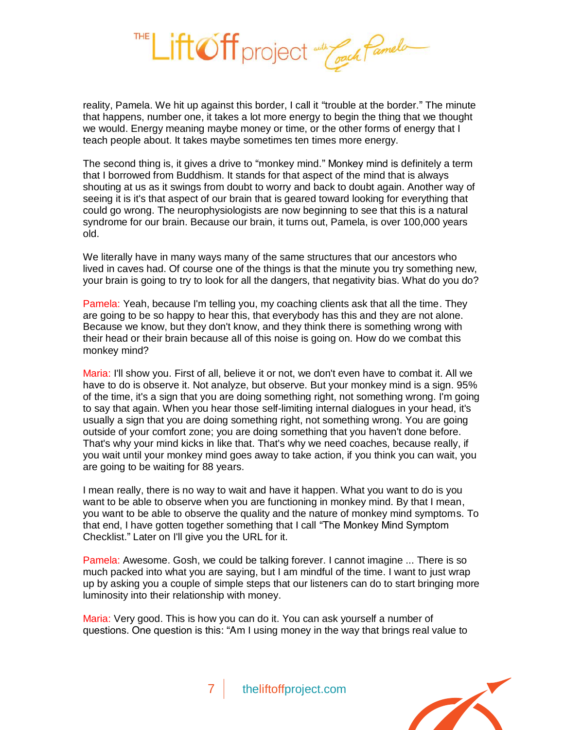reality, Pamela. We hit up against this border, I call it "trouble at the border." The minute that happens, number one, it takes a lot more energy to begin the thing that we thought we would. Energy meaning maybe money or time, or the other forms of energy that I teach people about. It takes maybe sometimes ten times more energy.

The second thing is, it gives a drive to "monkey mind." Monkey mind is definitely a term that I borrowed from Buddhism. It stands for that aspect of the mind that is always shouting at us as it swings from doubt to worry and back to doubt again. Another way of seeing it is it's that aspect of our brain that is geared toward looking for everything that could go wrong. The neurophysiologists are now beginning to see that this is a natural syndrome for our brain. Because our brain, it turns out, Pamela, is over 100,000 years old.

We literally have in many ways many of the same structures that our ancestors who lived in caves had. Of course one of the things is that the minute you try something new, your brain is going to try to look for all the dangers, that negativity bias. What do you do?

Pamela: Yeah, because I'm telling you, my coaching clients ask that all the time. They are going to be so happy to hear this, that everybody has this and they are not alone. Because we know, but they don't know, and they think there is something wrong with their head or their brain because all of this noise is going on. How do we combat this monkey mind?

Maria: I'll show you. First of all, believe it or not, we don't even have to combat it. All we have to do is observe it. Not analyze, but observe. But your monkey mind is a sign. 95% of the time, it's a sign that you are doing something right, not something wrong. I'm going to say that again. When you hear those self-limiting internal dialogues in your head, it's usually a sign that you are doing something right, not something wrong. You are going outside of your comfort zone; you are doing something that you haven't done before. That's why your mind kicks in like that. That's why we need coaches, because really, if you wait until your monkey mind goes away to take action, if you think you can wait, you are going to be waiting for 88 years.

I mean really, there is no way to wait and have it happen. What you want to do is you want to be able to observe when you are functioning in monkey mind. By that I mean, you want to be able to observe the quality and the nature of monkey mind symptoms. To that end, I have gotten together something that I call "The Monkey Mind Symptom Checklist." Later on I'll give you the URL for it.

Pamela: Awesome. Gosh, we could be talking forever. I cannot imagine ... There is so much packed into what you are saying, but I am mindful of the time. I want to just wrap up by asking you a couple of simple steps that our listeners can do to start bringing more luminosity into their relationship with money.

Maria: Very good. This is how you can do it. You can ask yourself a number of questions. One question is this: "Am I using money in the way that brings real value to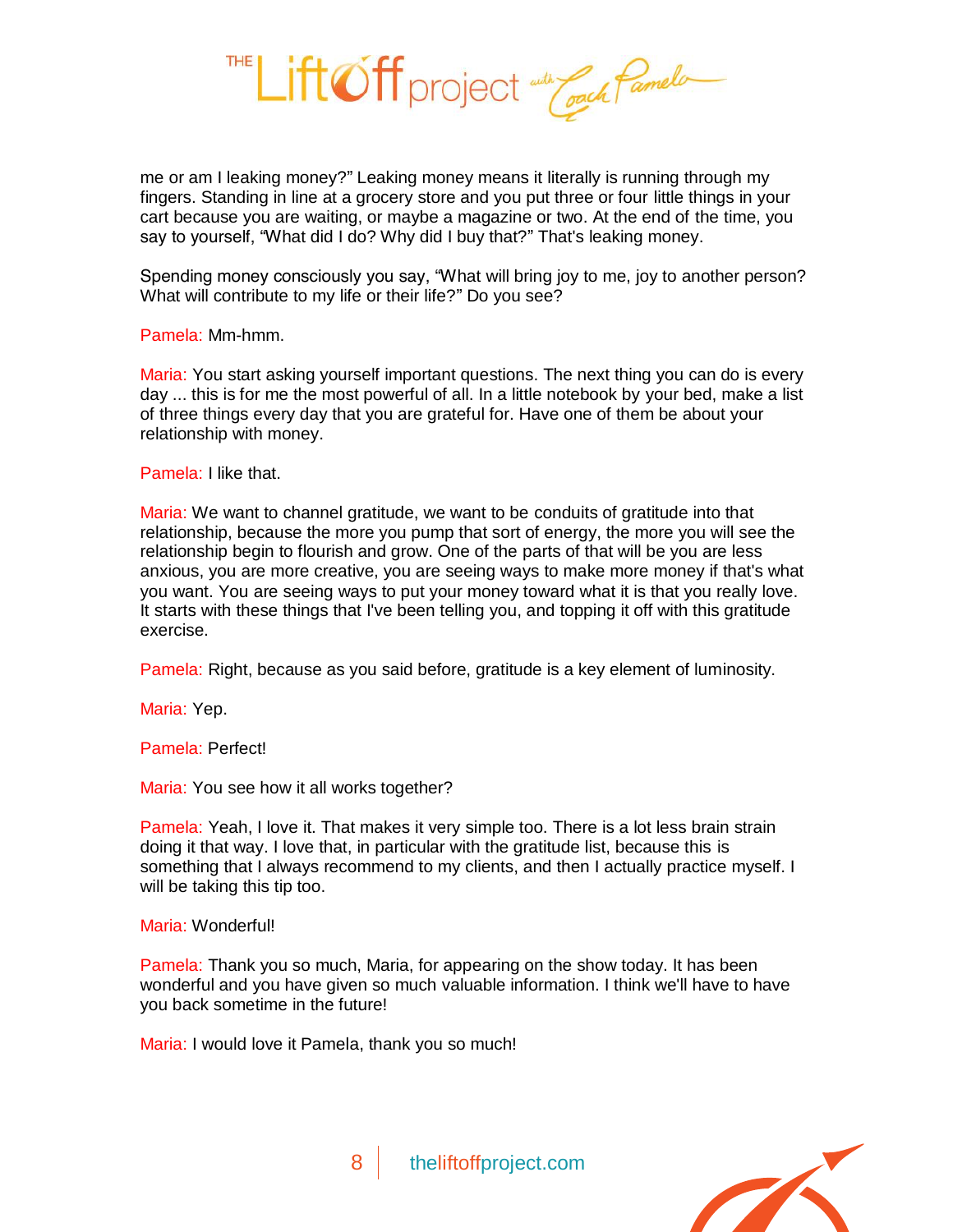me or am I leaking money?" Leaking money means it literally is running through my fingers. Standing in line at a grocery store and you put three or four little things in your cart because you are waiting, or maybe a magazine or two. At the end of the time, you say to yourself, "What did I do? Why did I buy that?" That's leaking money.

Spending money consciously you say, "What will bring joy to me, joy to another person? What will contribute to my life or their life?" Do you see?

Pamela: Mm-hmm.

Maria: You start asking yourself important questions. The next thing you can do is every day ... this is for me the most powerful of all. In a little notebook by your bed, make a list of three things every day that you are grateful for. Have one of them be about your relationship with money.

Pamela: I like that.

Maria: We want to channel gratitude, we want to be conduits of gratitude into that relationship, because the more you pump that sort of energy, the more you will see the relationship begin to flourish and grow. One of the parts of that will be you are less anxious, you are more creative, you are seeing ways to make more money if that's what you want. You are seeing ways to put your money toward what it is that you really love. It starts with these things that I've been telling you, and topping it off with this gratitude exercise.

Pamela: Right, because as you said before, gratitude is a key element of luminosity.

Maria: Yep.

Pamela: Perfect!

Maria: You see how it all works together?

Pamela: Yeah, I love it. That makes it very simple too. There is a lot less brain strain doing it that way. I love that, in particular with the gratitude list, because this is something that I always recommend to my clients, and then I actually practice myself. I will be taking this tip too.

Maria: Wonderful!

Pamela: Thank you so much, Maria, for appearing on the show today. It has been wonderful and you have given so much valuable information. I think we'll have to have you back sometime in the future!

Maria: I would love it Pamela, thank you so much!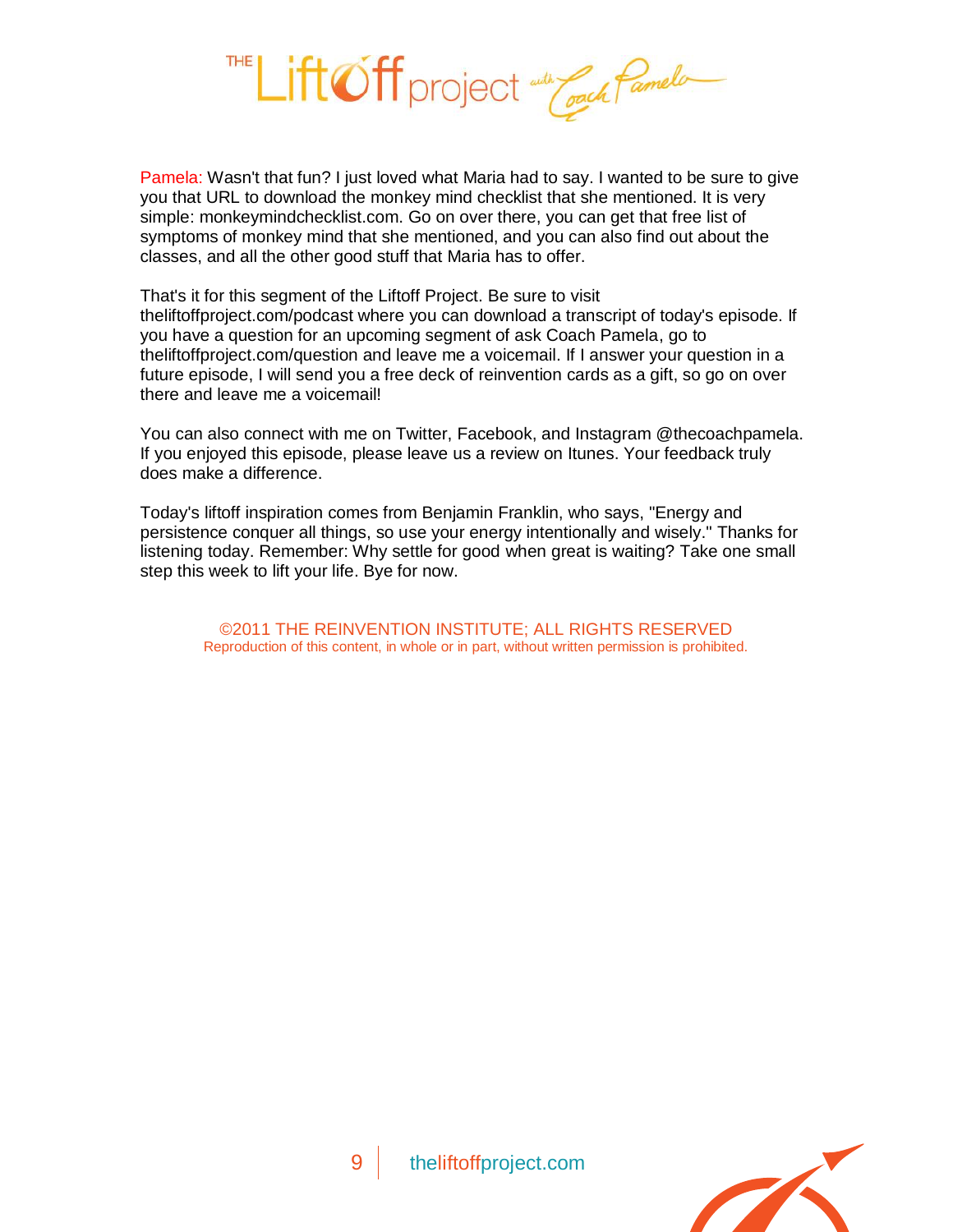Pamela: Wasn't that fun? I just loved what Maria had to say. I wanted to be sure to give you that URL to download the monkey mind checklist that she mentioned. It is very simple: monkeymindchecklist.com. Go on over there, you can get that free list of symptoms of monkey mind that she mentioned, and you can also find out about the classes, and all the other good stuff that Maria has to offer.

That's it for this segment of the Liftoff Project. Be sure to visit theliftoffproject.com/podcast where you can download a transcript of today's episode. If you have a question for an upcoming segment of ask Coach Pamela, go to theliftoffproject.com/question and leave me a voicemail. If I answer your question in a future episode, I will send you a free deck of reinvention cards as a gift, so go on over there and leave me a voicemail!

You can also connect with me on Twitter, Facebook, and Instagram @thecoachpamela. If you enjoyed this episode, please leave us a review on Itunes. Your feedback truly does make a difference.

Today's liftoff inspiration comes from Benjamin Franklin, who says, "Energy and persistence conquer all things, so use your energy intentionally and wisely." Thanks for listening today. Remember: Why settle for good when great is waiting? Take one small step this week to lift your life. Bye for now.

©2011 THE REINVENTION INSTITUTE; ALL RIGHTS RESERVED
Reproduction of this content, in whole or in part, without written permission is prohibited.